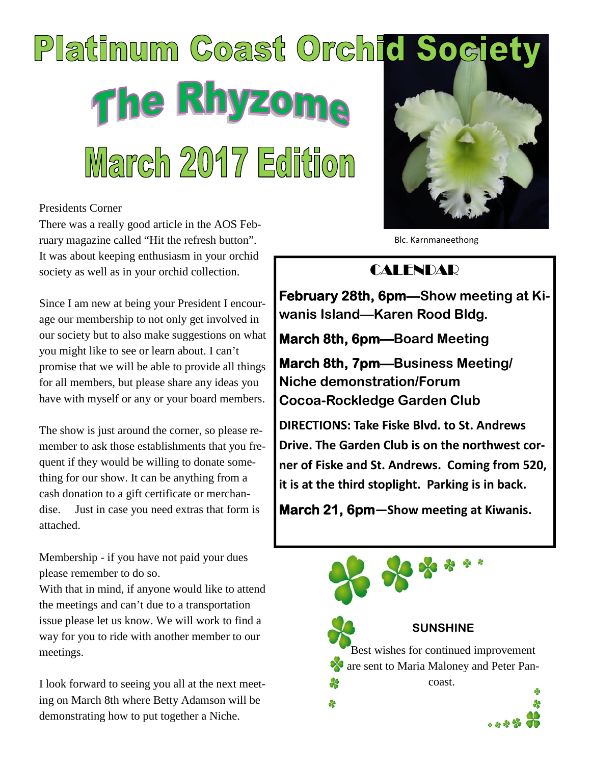# Platinum Coast Orchid Society

# The Rhyzome

## March 2017 Edition

Blc. Karnmaneethong

Presidents Corner

There was a really good article in the AOS February magazine called "Hit the refresh button". It was about keeping enthusiasm in your orchid society as well as in your orchid collection.

Since I am new at being your President I encourage our membership to not only get involved in our society but to also make suggestions on what you might like to see or learn about. I can't promise that we will be able to provide all things for all members, but please share any ideas you have with myself or any or your board members.

The show is just around the corner, so please remember to ask those establishments that you frequent if they would be willing to donate something for our show. It can be anything from a cash donation to a gift certificate or merchandise. Just in case you need extras that form is attached.

Membership - if you have not paid your dues please remember to do so.

With that in mind, if anyone would like to attend the meetings and can't due to a transportation issue please let us know. We will work to find a way for you to ride with another member to our meetings.

I look forward to seeing you all at the next meeting on March 8th where Betty Adamson will be demonstrating how to put together a Niche.

## CALENDAR

**February 28th, 6pm—Show meeting at Kiwanis Island—Karen Rood Bldg.**

**March 8th, 6pm—Board Meeting**

**March 8th, 7pm—Business Meeting/ Niche demonstration/Forum Cocoa-Rockledge Garden Club**

**DIRECTIONS: Take Fiske Blvd. to St. Andrews Drive. The Garden Club is on the northwest corner of Fiske and St. Andrews. Coming from 520, it is at the third stoplight. Parking is in back.**

**March 21, 6pm—Show meeting at Kiwanis.**

### SUNSHINE

Best wishes for continued improvement are sent to Maria Maloney and Peter Pancoast.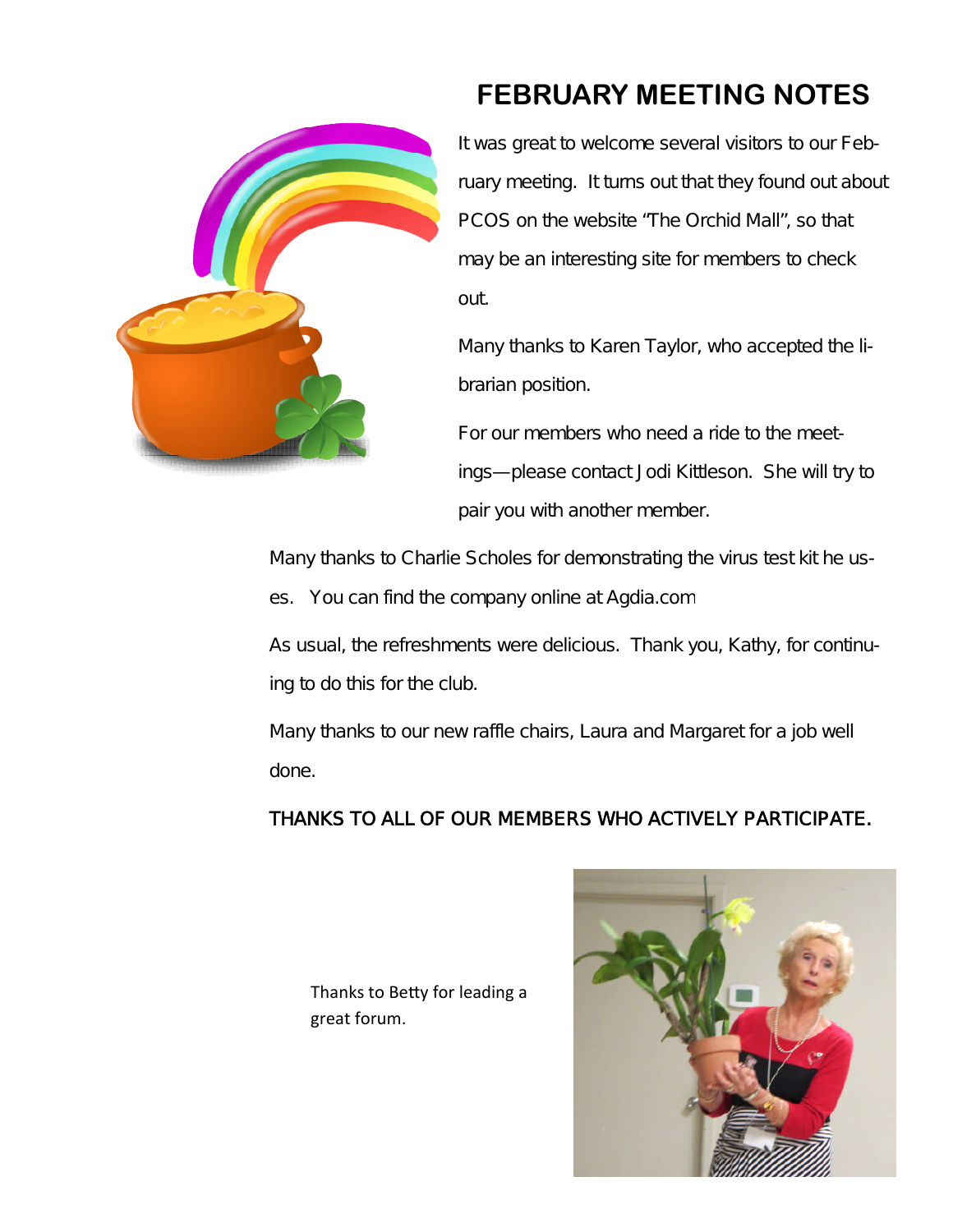# FEBRUARY MEETING NOTES

It was great to welcome several visitors to our February meeting. It turns out that they found out about PCOS on the website "The Orchid Mall", so that may be an interesting site for members to check out.

Many thanks to Karen Taylor, who accepted the librarian position.

For our members who need a ride to the meetings—please contact Jodi Kittleson. She will try to pair you with another member.

Many thanks to Charlie Scholes for demonstrating the virus test kit he uses. You can find the company online at Agdia.com

As usual, the refreshments were delicious. Thank you, Kathy, for continuing to do this for the club.

Many thanks to our new raffle chairs, Laura and Margaret for a job well done.

THANKS TO ALL OF OUR MEMBERS WHO ACTIVELY PARTICIPATE.

Thanks to Betty for leading a great forum.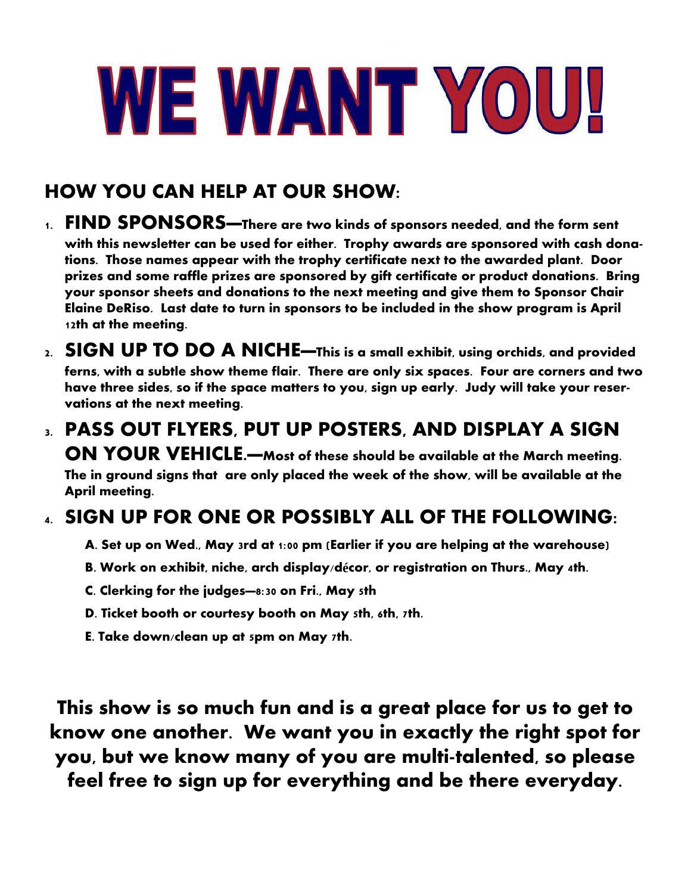# WE WANT YOU!

## HOW YOU CAN HELP AT OUR SHOW:

1. **FIND SPONSORS—There are two kinds of sponsors needed, and the form sent with this newsletter can be used for either. Trophy awards are sponsored with cash donations. Those names appear with the trophy certificate next to the awarded plant. Door prizes and some raffle prizes are sponsored by gift certificate or product donations. Bring your sponsor sheets and donations to the next meeting and give them to Sponsor Chair Elaine DeRiso. Last date to turn in sponsors to be included in the show program is April 12th at the meeting.**

2. **SIGN UP TO DO A NICHE—This is a small exhibit, using orchids, and provided ferns, with a subtle show theme flair. There are only six spaces. Four are corners and two have three sides, so if the space matters to you, sign up early. Judy will take your reservations at the next meeting.**

3. **PASS OUT FLYERS, PUT UP POSTERS, AND DISPLAY A SIGN ON YOUR VEHICLE.—Most of these should be available at the March meeting. The in ground signs that are only placed the week of the show, will be available at the April meeting.**

4. **SIGN UP FOR ONE OR POSSIBLY ALL OF THE FOLLOWING:**
   - **A. Set up on Wed., May 3rd at 1:00 pm (Earlier if you are helping at the warehouse)**
   - **B. Work on exhibit, niche, arch display/décor, or registration on Thurs., May 4th.**
   - **C. Clerking for the judges—8:30 on Fri., May 5th**
   - **D. Ticket booth or courtesy booth on May 5th, 6th, 7th.**
   - **E. Take down/clean up at 5pm on May 7th.**

**This show is so much fun and is a great place for us to get to know one another. We want you in exactly the right spot for you, but we know many of you are multi-talented, so please feel free to sign up for everything and be there everyday.**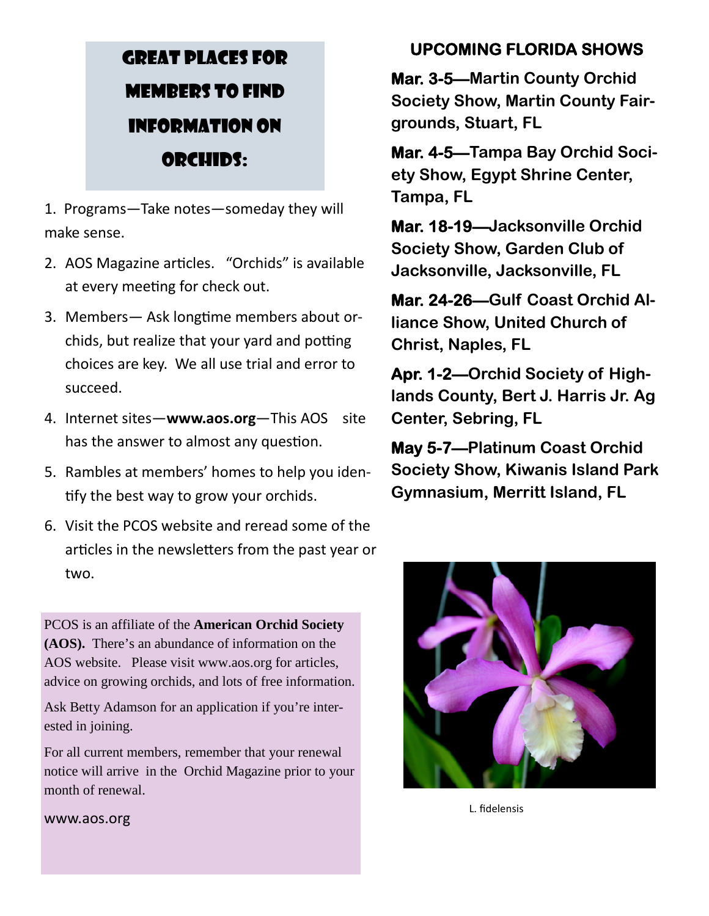## Great Places for Members to Find Information on Orchids:

1. Programs—Take notes—someday they will make sense.
2. AOS Magazine articles. "Orchids" is available at every meeting for check out.
3. Members— Ask longtime members about orchids, but realize that your yard and potting choices are key. We all use trial and error to succeed.
4. Internet sites—**www.aos.org**—This AOS site has the answer to almost any question.
5. Rambles at members' homes to help you identify the best way to grow your orchids.
6. Visit the PCOS website and reread some of the articles in the newsletters from the past year or two.

PCOS is an affiliate of the **American Orchid Society (AOS).** There's an abundance of information on the AOS website. Please visit www.aos.org for articles, advice on growing orchids, and lots of free information.

Ask Betty Adamson for an application if you're interested in joining.

For all current members, remember that your renewal notice will arrive in the Orchid Magazine prior to your month of renewal.

www.aos.org

## UPCOMING FLORIDA SHOWS

**Mar. 3-5—Martin County Orchid Society Show, Martin County Fairgrounds, Stuart, FL**

**Mar. 4-5—Tampa Bay Orchid Society Show, Egypt Shrine Center, Tampa, FL**

**Mar. 18-19—Jacksonville Orchid Society Show, Garden Club of Jacksonville, Jacksonville, FL**

**Mar. 24-26—Gulf Coast Orchid Alliance Show, United Church of Christ, Naples, FL**

**Apr. 1-2—Orchid Society of Highlands County, Bert J. Harris Jr. Ag Center, Sebring, FL**

**May 5-7—Platinum Coast Orchid Society Show, Kiwanis Island Park Gymnasium, Merritt Island, FL**

L. fidelensis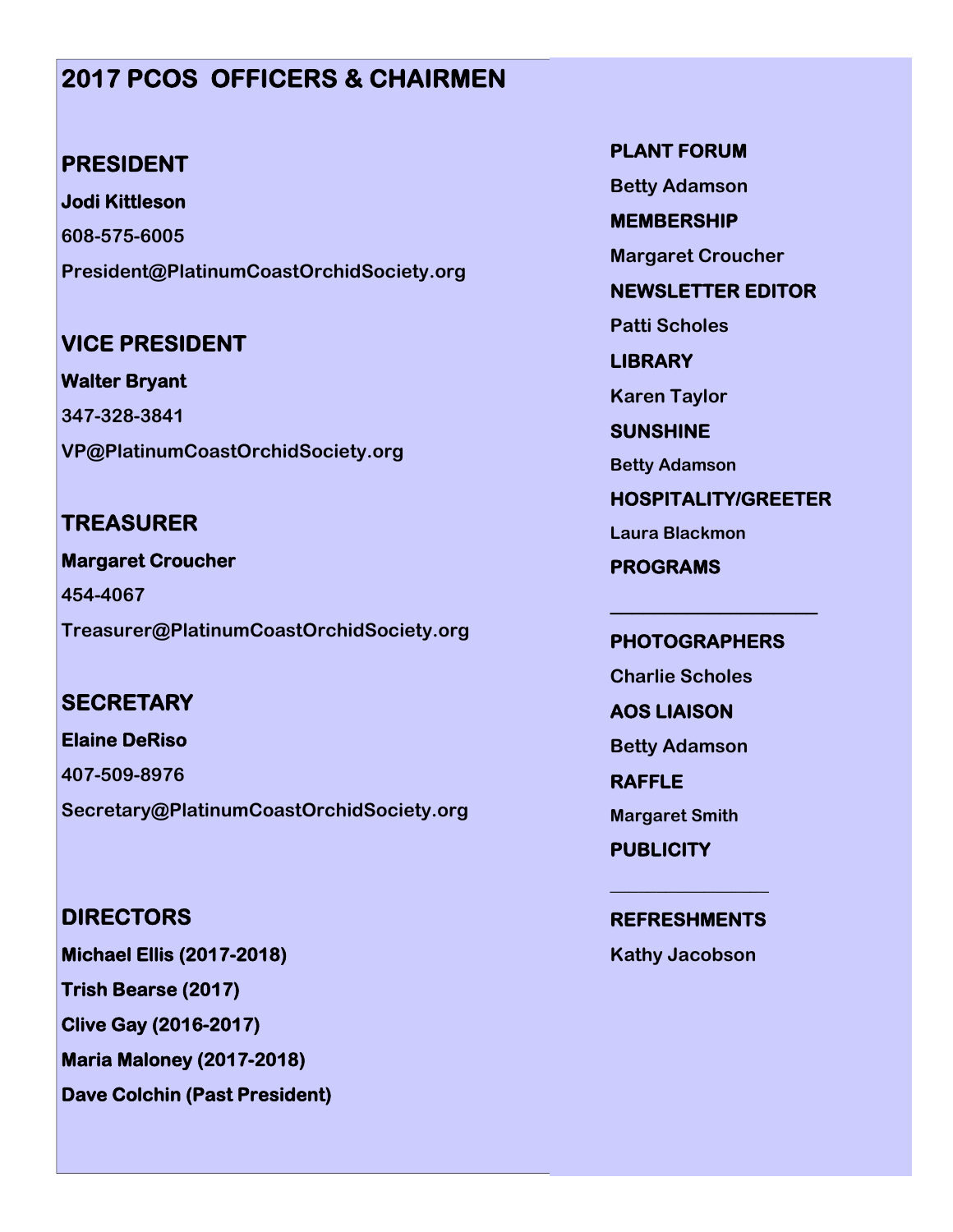# 2017 PCOS OFFICERS & CHAIRMEN

## PRESIDENT

**Jodi Kittleson**

608-575-6005

President@PlatinumCoastOrchidSociety.org

## VICE PRESIDENT

**Walter Bryant**

347-328-3841

VP@PlatinumCoastOrchidSociety.org

## TREASURER

**Margaret Croucher**

454-4067

Treasurer@PlatinumCoastOrchidSociety.org

## SECRETARY

**Elaine DeRiso**

407-509-8976

Secretary@PlatinumCoastOrchidSociety.org

## DIRECTORS

**Michael Ellis (2017-2018)**

**Trish Bearse (2017)**

**Clive Gay (2016-2017)**

**Maria Maloney (2017-2018)**

**Dave Colchin (Past President)**

**PLANT FORUM**

Betty Adamson

**MEMBERSHIP**

Margaret Croucher

**NEWSLETTER EDITOR**

Patti Scholes

**LIBRARY**

Karen Taylor

**SUNSHINE**

Betty Adamson

**HOSPITALITY/GREETER**

Laura Blackmon

**PROGRAMS**

____________________

**PHOTOGRAPHERS**

Charlie Scholes

**AOS LIAISON**

Betty Adamson

**RAFFLE**

Margaret Smith

**PUBLICITY**

________________

**REFRESHMENTS**

Kathy Jacobson